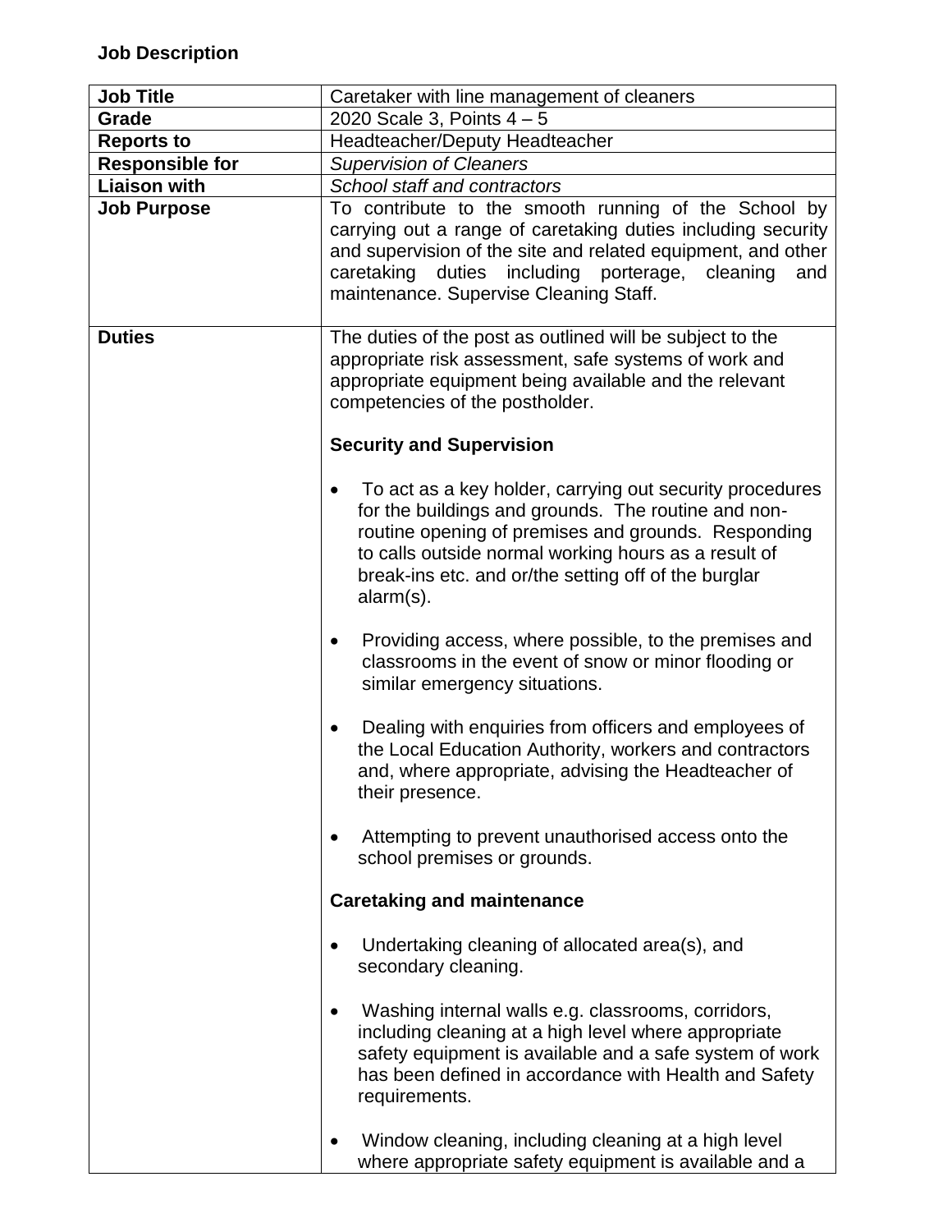**Job Description**

| **Job Title** | Caretaker with line management of cleaners |
|---|---|
| **Grade** | 2020 Scale 3, Points 4 – 5 |
| **Reports to** | Headteacher/Deputy Headteacher |
| **Responsible for** | *Supervision of Cleaners* |
| **Liaison with** | *School staff and contractors* |
| **Job Purpose** | To contribute to the smooth running of the School by carrying out a range of caretaking duties including security and supervision of the site and related equipment, and other caretaking duties including porterage, cleaning and maintenance. Supervise Cleaning Staff. |
| **Duties** | The duties of the post as outlined will be subject to the appropriate risk assessment, safe systems of work and appropriate equipment being available and the relevant competencies of the postholder.<br><br>**Security and Supervision**<br><br>• To act as a key holder, carrying out security procedures for the buildings and grounds. The routine and non-routine opening of premises and grounds. Responding to calls outside normal working hours as a result of break-ins etc. and or/the setting off of the burglar alarm(s).<br><br>• Providing access, where possible, to the premises and classrooms in the event of snow or minor flooding or similar emergency situations.<br><br>• Dealing with enquiries from officers and employees of the Local Education Authority, workers and contractors and, where appropriate, advising the Headteacher of their presence.<br><br>• Attempting to prevent unauthorised access onto the school premises or grounds.<br><br>**Caretaking and maintenance**<br><br>• Undertaking cleaning of allocated area(s), and secondary cleaning.<br><br>• Washing internal walls e.g. classrooms, corridors, including cleaning at a high level where appropriate safety equipment is available and a safe system of work has been defined in accordance with Health and Safety requirements.<br><br>• Window cleaning, including cleaning at a high level where appropriate safety equipment is available and a |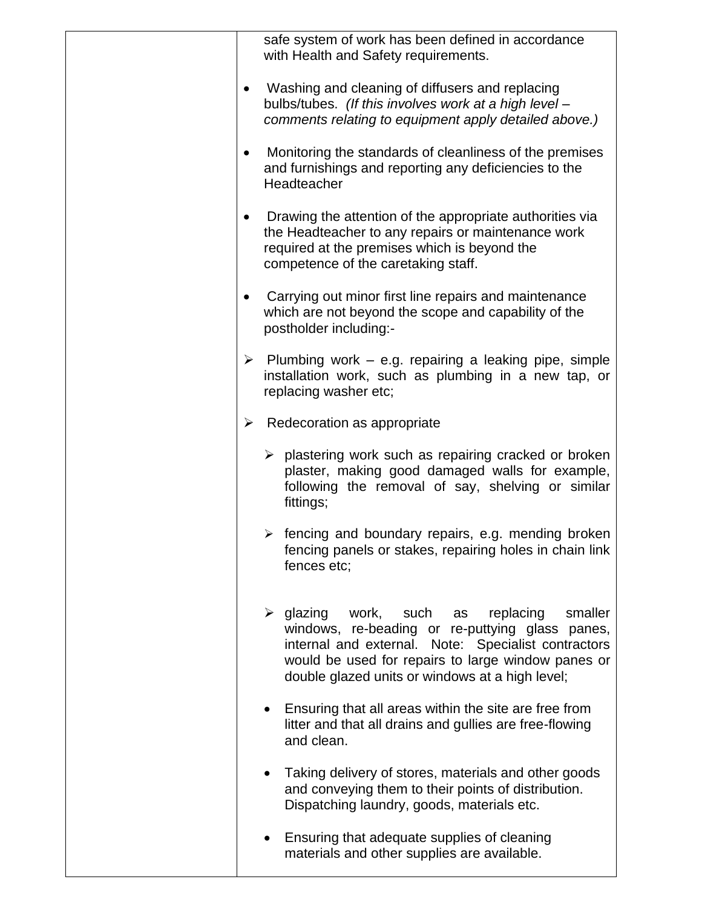| | safe system of work has been defined in accordance with Health and Safety requirements.<br><br>• Washing and cleaning of diffusers and replacing bulbs/tubes. *(If this involves work at a high level – comments relating to equipment apply detailed above.)*<br><br>• Monitoring the standards of cleanliness of the premises and furnishings and reporting any deficiencies to the Headteacher<br><br>• Drawing the attention of the appropriate authorities via the Headteacher to any repairs or maintenance work required at the premises which is beyond the competence of the caretaking staff.<br><br>• Carrying out minor first line repairs and maintenance which are not beyond the scope and capability of the postholder including:-<br><br>➢ Plumbing work – e.g. repairing a leaking pipe, simple installation work, such as plumbing in a new tap, or replacing washer etc;<br><br>➢ Redecoration as appropriate<br><br>&nbsp;&nbsp;&nbsp;&nbsp;➢ plastering work such as repairing cracked or broken plaster, making good damaged walls for example, following the removal of say, shelving or similar fittings;<br><br>&nbsp;&nbsp;&nbsp;&nbsp;➢ fencing and boundary repairs, e.g. mending broken fencing panels or stakes, repairing holes in chain link fences etc;<br><br>&nbsp;&nbsp;&nbsp;&nbsp;➢ glazing work, such as replacing smaller windows, re-beading or re-puttying glass panes, internal and external. Note: Specialist contractors would be used for repairs to large window panes or double glazed units or windows at a high level;<br><br>&nbsp;&nbsp;&nbsp;&nbsp;• Ensuring that all areas within the site are free from litter and that all drains and gullies are free-flowing and clean.<br><br>&nbsp;&nbsp;&nbsp;&nbsp;• Taking delivery of stores, materials and other goods and conveying them to their points of distribution. Dispatching laundry, goods, materials etc.<br><br>&nbsp;&nbsp;&nbsp;&nbsp;• Ensuring that adequate supplies of cleaning materials and other supplies are available. |
|---|---|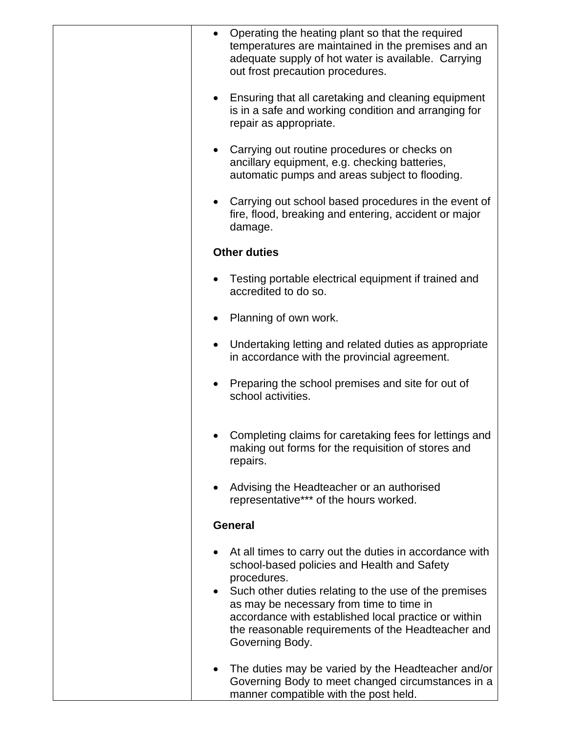| | |
|---|---|
| | • Operating the heating plant so that the required temperatures are maintained in the premises and an adequate supply of hot water is available. Carrying out frost precaution procedures.<br><br>• Ensuring that all caretaking and cleaning equipment is in a safe and working condition and arranging for repair as appropriate.<br><br>• Carrying out routine procedures or checks on ancillary equipment, e.g. checking batteries, automatic pumps and areas subject to flooding.<br><br>• Carrying out school based procedures in the event of fire, flood, breaking and entering, accident or major damage.<br><br>**Other duties**<br><br>• Testing portable electrical equipment if trained and accredited to do so.<br><br>• Planning of own work.<br><br>• Undertaking letting and related duties as appropriate in accordance with the provincial agreement.<br><br>• Preparing the school premises and site for out of school activities.<br><br>• Completing claims for caretaking fees for lettings and making out forms for the requisition of stores and repairs.<br><br>• Advising the Headteacher or an authorised representative*** of the hours worked.<br><br>**General**<br><br>• At all times to carry out the duties in accordance with school-based policies and Health and Safety procedures.<br>• Such other duties relating to the use of the premises as may be necessary from time to time in accordance with established local practice or within the reasonable requirements of the Headteacher and Governing Body.<br><br>• The duties may be varied by the Headteacher and/or Governing Body to meet changed circumstances in a manner compatible with the post held. |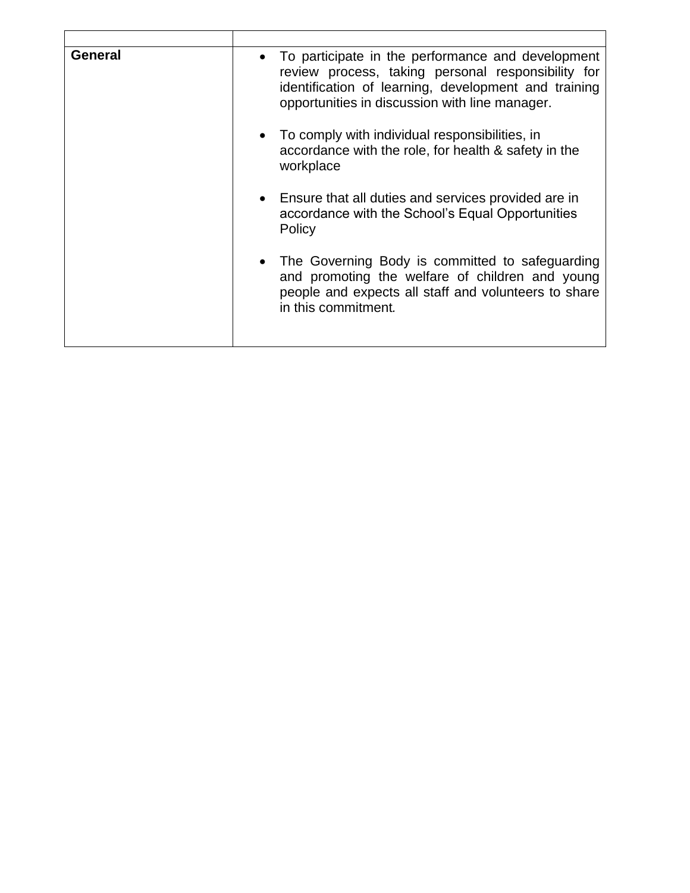| | |
|---|---|
| **General** | • To participate in the performance and development review process, taking personal responsibility for identification of learning, development and training opportunities in discussion with line manager.<br><br>• To comply with individual responsibilities, in accordance with the role, for health & safety in the workplace<br><br>• Ensure that all duties and services provided are in accordance with the School's Equal Opportunities Policy<br><br>• The Governing Body is committed to safeguarding and promoting the welfare of children and young people and expects all staff and volunteers to share in this commitment. |